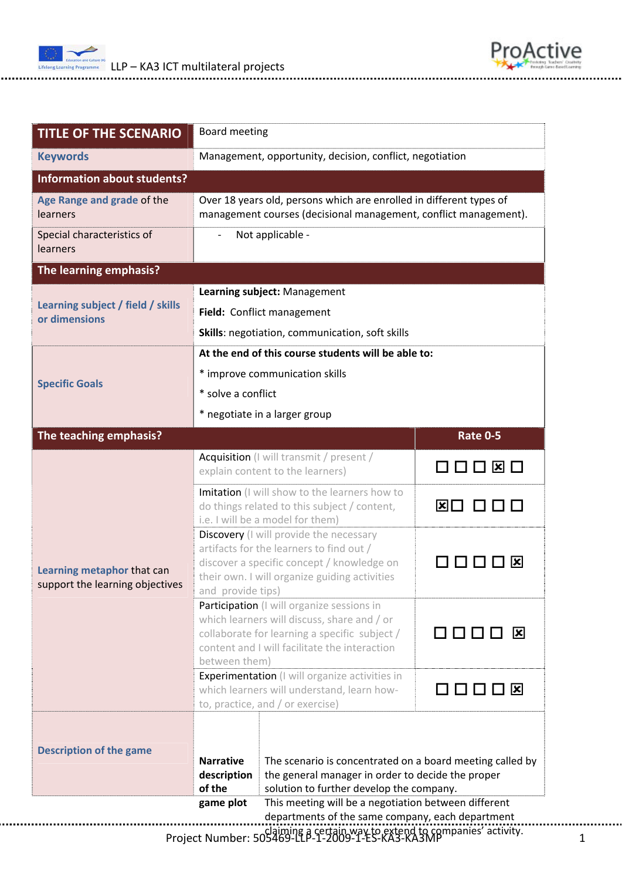| TITLE OF THE SCENARIO | Board meeting | |
|---|---|---|
| **Keywords** | Management, opportunity, decision, conflict, negotiation | |
| **Information about students?** | | |
| **Age Range and grade** of the learners | Over 18 years old, persons which are enrolled in different types of management courses (decisional management, conflict management). | |
| Special characteristics of learners | - Not applicable - | |
| **The learning emphasis?** | | |
| **Learning subject / field / skills or dimensions** | **Learning subject:** Management<br>**Field:** Conflict management<br>**Skills**: negotiation, communication, soft skills | |
| **Specific Goals** | **At the end of this course students will be able to:**<br>* improve communication skills<br>* solve a conflict<br>* negotiate in a larger group | |
| **The teaching emphasis?** | | **Rate 0-5** |
| **Learning metaphor** that can support the learning objectives | Acquisition (I will transmit / present / explain content to the learners) | ☐ ☐ ☐ ☒ ☐ |
| | Imitation (I will show to the learners how to do things related to this subject / content, i.e. I will be a model for them) | ☒ ☐ ☐ ☐ ☐ |
| | Discovery (I will provide the necessary artifacts for the learners to find out / discover a specific concept / knowledge on their own. I will organize guiding activities and provide tips) | ☐ ☐ ☐ ☐ ☒ |
| | Participation (I will organize sessions in which learners will discuss, share and / or collaborate for learning a specific subject / content and I will facilitate the interaction between them) | ☐ ☐ ☐ ☐ ☒ |
| | Experimentation (I will organize activities in which learners will understand, learn how-to, practice, and / or exercise) | ☐ ☐ ☐ ☐ ☒ |
| **Description of the game** | **Narrative description of the game plot** | The scenario is concentrated on a board meeting called by the general manager in order to decide the proper solution to further develop the company. This meeting will be a negotiation between different departments of the same company, each department claiming a certain way to extend to companies' activity. |

Project Number: 505469-LLP-1-2009-1-ES-KA3-KA3MP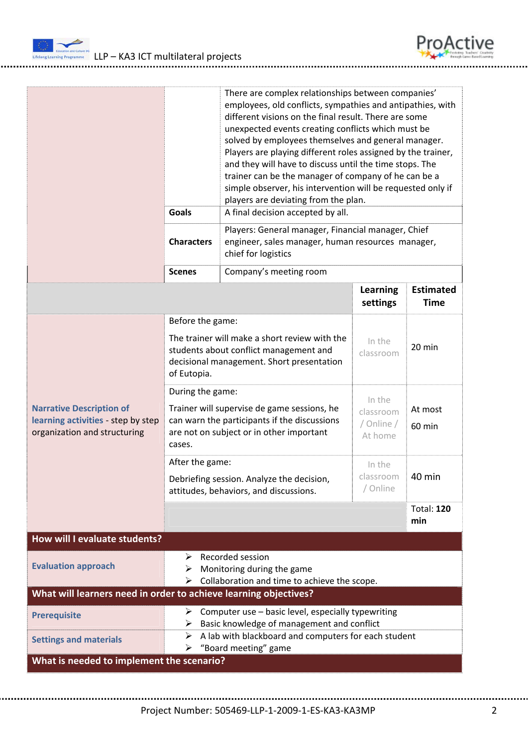| | | |
|---|---|---|
| | | There are complex relationships between companies' employees, old conflicts, sympathies and antipathies, with different visions on the final result. There are some unexpected events creating conflicts which must be solved by employees themselves and general manager. Players are playing different roles assigned by the trainer, and they will have to discuss until the time stops. The trainer can be the manager of company of he can be a simple observer, his intervention will be requested only if players are deviating from the plan. |
| | **Goals** | A final decision accepted by all. |
| | **Characters** | Players: General manager, Financial manager, Chief engineer, sales manager, human resources manager, chief for logistics |
| | **Scenes** | Company's meeting room |

| | | **Learning settings** | **Estimated Time** |
|---|---|---|---|
| **Narrative Description of learning activities** - step by step organization and structuring | Before the game:<br>The trainer will make a short review with the students about conflict management and decisional management. Short presentation of Eutopia. | In the classroom | 20 min |
| | During the game:<br>Trainer will supervise de game sessions, he can warn the participants if the discussions are not on subject or in other important cases. | In the classroom / Online / At home | At most 60 min |
| | After the game:<br>Debriefing session. Analyze the decision, attitudes, behaviors, and discussions. | In the classroom / Online | 40 min |
| | | | Total: **120 min** |

| **How will I evaluate students?** | |
|---|---|
| **Evaluation approach** | - Recorded session<br>- Monitoring during the game<br>- Collaboration and time to achieve the scope. |
| **What will learners need in order to achieve learning objectives?** | |
| **Prerequisite** | - Computer use – basic level, especially typewriting<br>- Basic knowledge of management and conflict |
| **Settings and materials** | - A lab with blackboard and computers for each student<br>- "Board meeting" game |
| **What is needed to implement the scenario?** | |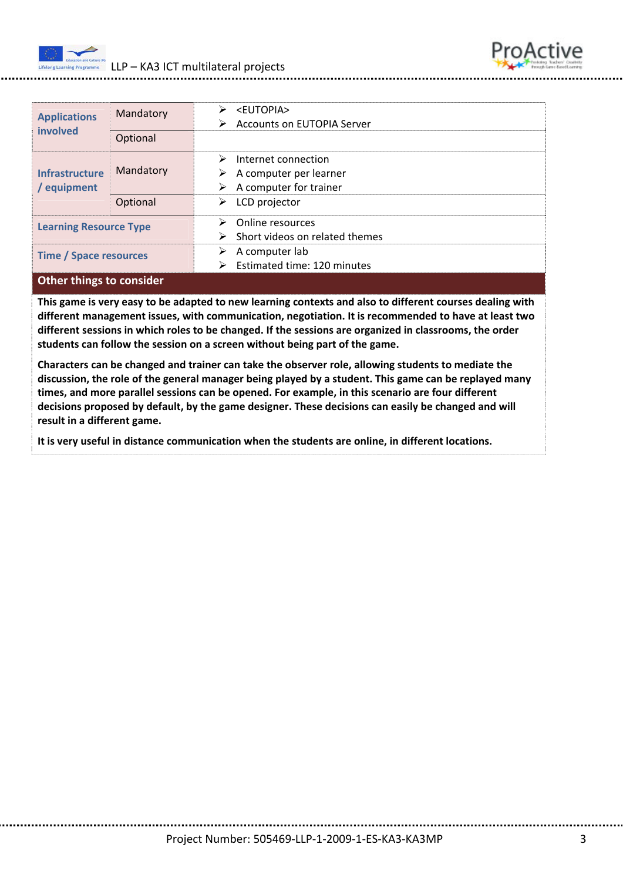| | | |
|---|---|---|
| **Applications involved** | Mandatory | <EUTOPIA><br>Accounts on EUTOPIA Server |
| | Optional | |
| **Infrastructure / equipment** | Mandatory | Internet connection<br>A computer per learner<br>A computer for trainer |
| | Optional | LCD projector |
| **Learning Resource Type** | | Online resources<br>Short videos on related themes |
| **Time / Space resources** | | A computer lab<br>Estimated time: 120 minutes |

## Other things to consider

**This game is very easy to be adapted to new learning contexts and also to different courses dealing with different management issues, with communication, negotiation. It is recommended to have at least two different sessions in which roles to be changed. If the sessions are organized in classrooms, the order students can follow the session on a screen without being part of the game.**

**Characters can be changed and trainer can take the observer role, allowing students to mediate the discussion, the role of the general manager being played by a student. This game can be replayed many times, and more parallel sessions can be opened. For example, in this scenario are four different decisions proposed by default, by the game designer. These decisions can easily be changed and will result in a different game.**

**It is very useful in distance communication when the students are online, in different locations.**